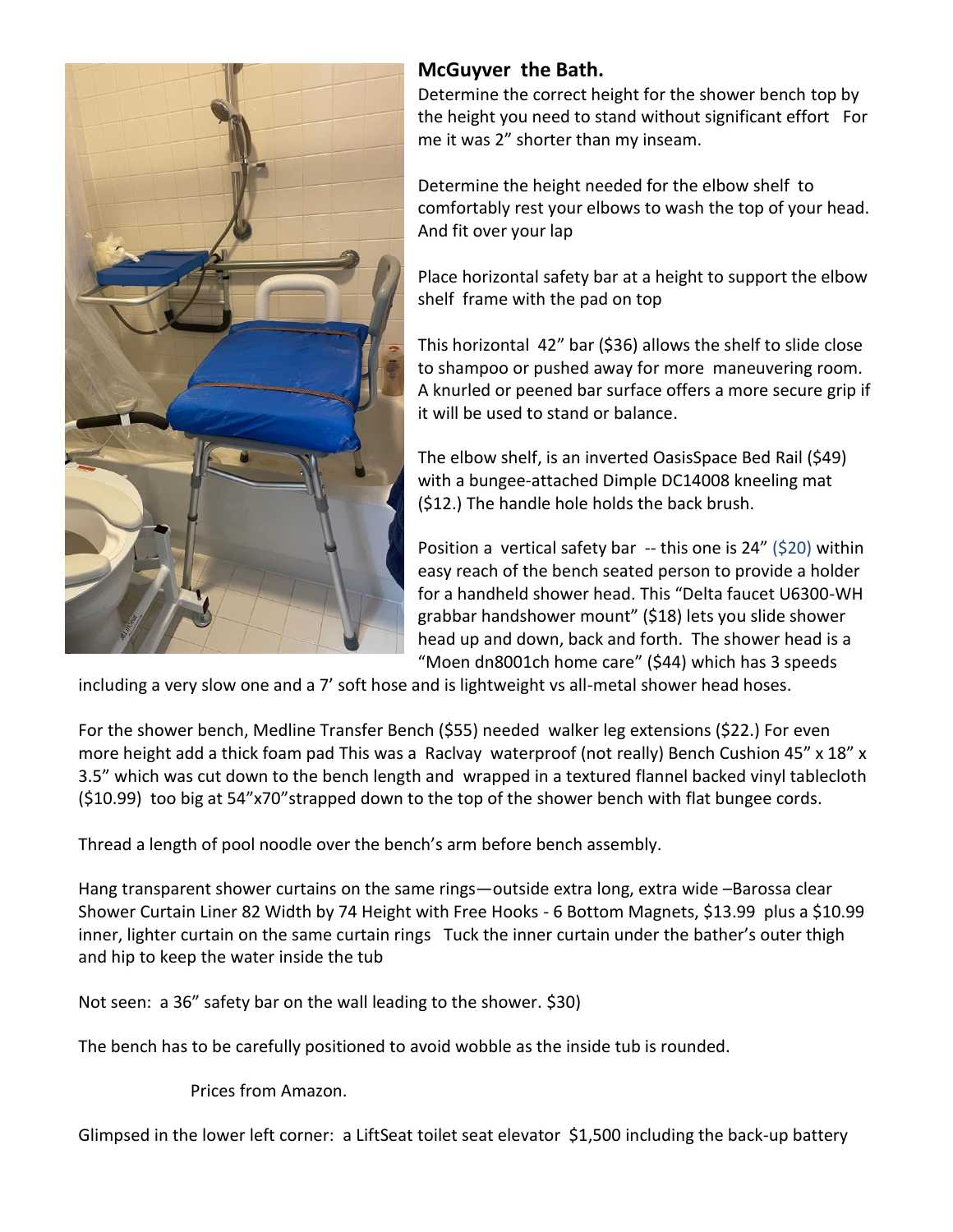## McGuyver the Bath.

Determine the correct height for the shower bench top by the height you need to stand without significant effort For me it was 2" shorter than my inseam.

Determine the height needed for the elbow shelf to comfortably rest your elbows to wash the top of your head. And fit over your lap

Place horizontal safety bar at a height to support the elbow shelf frame with the pad on top

This horizontal 42" bar ($36) allows the shelf to slide close to shampoo or pushed away for more maneuvering room. A knurled or peened bar surface offers a more secure grip if it will be used to stand or balance.

The elbow shelf, is an inverted OasisSpace Bed Rail ($49) with a bungee-attached Dimple DC14008 kneeling mat ($12.) The handle hole holds the back brush.

Position a vertical safety bar -- this one is 24" ($20) within easy reach of the bench seated person to provide a holder for a handheld shower head. This "Delta faucet U6300-WH grabbar handshower mount" ($18) lets you slide shower head up and down, back and forth. The shower head is a "Moen dn8001ch home care" ($44) which has 3 speeds including a very slow one and a 7' soft hose and is lightweight vs all-metal shower head hoses.

For the shower bench, Medline Transfer Bench ($55) needed walker leg extensions ($22.) For even more height add a thick foam pad This was a Raclvay waterproof (not really) Bench Cushion 45" x 18" x 3.5" which was cut down to the bench length and wrapped in a textured flannel backed vinyl tablecloth ($10.99) too big at 54"x70"strapped down to the top of the shower bench with flat bungee cords.

Thread a length of pool noodle over the bench's arm before bench assembly.

Hang transparent shower curtains on the same rings—outside extra long, extra wide –Barossa clear Shower Curtain Liner 82 Width by 74 Height with Free Hooks - 6 Bottom Magnets, $13.99 plus a $10.99 inner, lighter curtain on the same curtain rings Tuck the inner curtain under the bather's outer thigh and hip to keep the water inside the tub

Not seen: a 36" safety bar on the wall leading to the shower. $30)

The bench has to be carefully positioned to avoid wobble as the inside tub is rounded.

Prices from Amazon.

Glimpsed in the lower left corner: a LiftSeat toilet seat elevator $1,500 including the back-up battery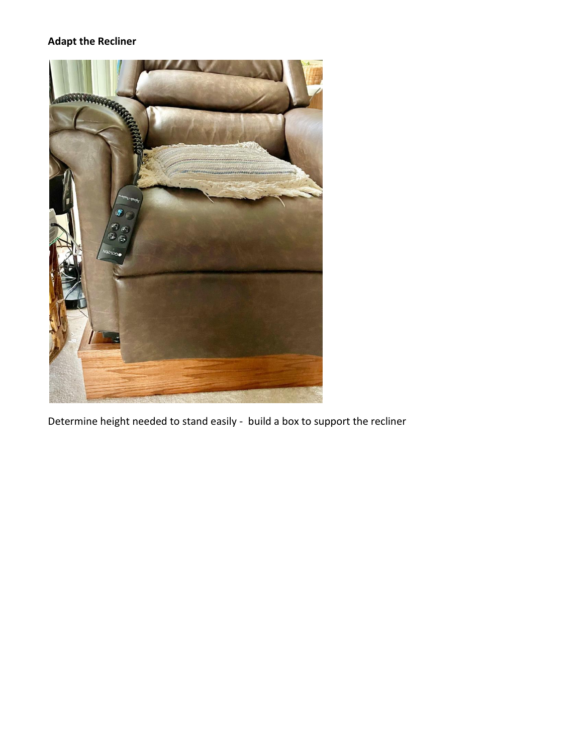**Adapt the Recliner**

Determine height needed to stand easily - build a box to support the recliner